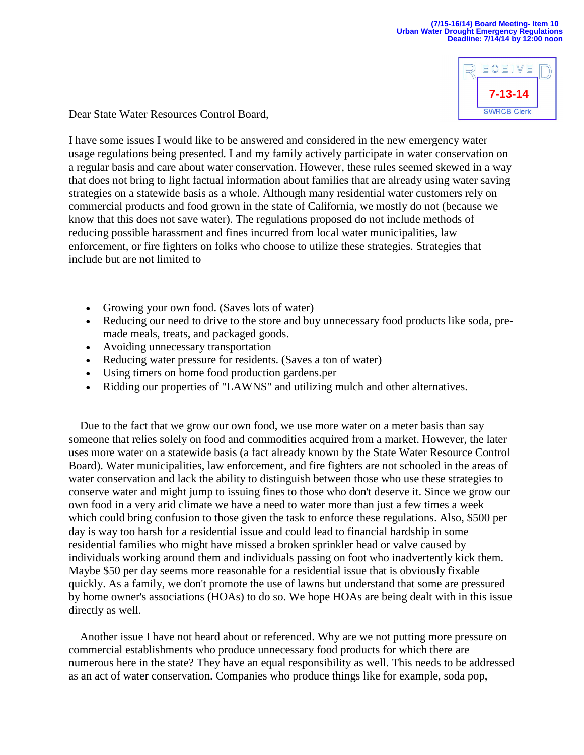(7/15-16/14) Board Meeting- Item 10
Urban Water Drought Emergency Regulations
Deadline: 7/14/14 by 12:00 noon

RECEIVED
7-13-14
SWRCB Clerk

Dear State Water Resources Control Board,

I have some issues I would like to be answered and considered in the new emergency water usage regulations being presented. I and my family actively participate in water conservation on a regular basis and care about water conservation. However, these rules seemed skewed in a way that does not bring to light factual information about families that are already using water saving strategies on a statewide basis as a whole. Although many residential water customers rely on commercial products and food grown in the state of California, we mostly do not (because we know that this does not save water). The regulations proposed do not include methods of reducing possible harassment and fines incurred from local water municipalities, law enforcement, or fire fighters on folks who choose to utilize these strategies. Strategies that include but are not limited to

- Growing your own food. (Saves lots of water)
- Reducing our need to drive to the store and buy unnecessary food products like soda, pre-made meals, treats, and packaged goods.
- Avoiding unnecessary transportation
- Reducing water pressure for residents. (Saves a ton of water)
- Using timers on home food production gardens.per
- Ridding our properties of "LAWNS" and utilizing mulch and other alternatives.

Due to the fact that we grow our own food, we use more water on a meter basis than say someone that relies solely on food and commodities acquired from a market. However, the later uses more water on a statewide basis (a fact already known by the State Water Resource Control Board). Water municipalities, law enforcement, and fire fighters are not schooled in the areas of water conservation and lack the ability to distinguish between those who use these strategies to conserve water and might jump to issuing fines to those who don't deserve it. Since we grow our own food in a very arid climate we have a need to water more than just a few times a week which could bring confusion to those given the task to enforce these regulations. Also, $500 per day is way too harsh for a residential issue and could lead to financial hardship in some residential families who might have missed a broken sprinkler head or valve caused by individuals working around them and individuals passing on foot who inadvertently kick them. Maybe $50 per day seems more reasonable for a residential issue that is obviously fixable quickly. As a family, we don't promote the use of lawns but understand that some are pressured by home owner's associations (HOAs) to do so. We hope HOAs are being dealt with in this issue directly as well.

Another issue I have not heard about or referenced. Why are we not putting more pressure on commercial establishments who produce unnecessary food products for which there are numerous here in the state? They have an equal responsibility as well. This needs to be addressed as an act of water conservation. Companies who produce things like for example, soda pop,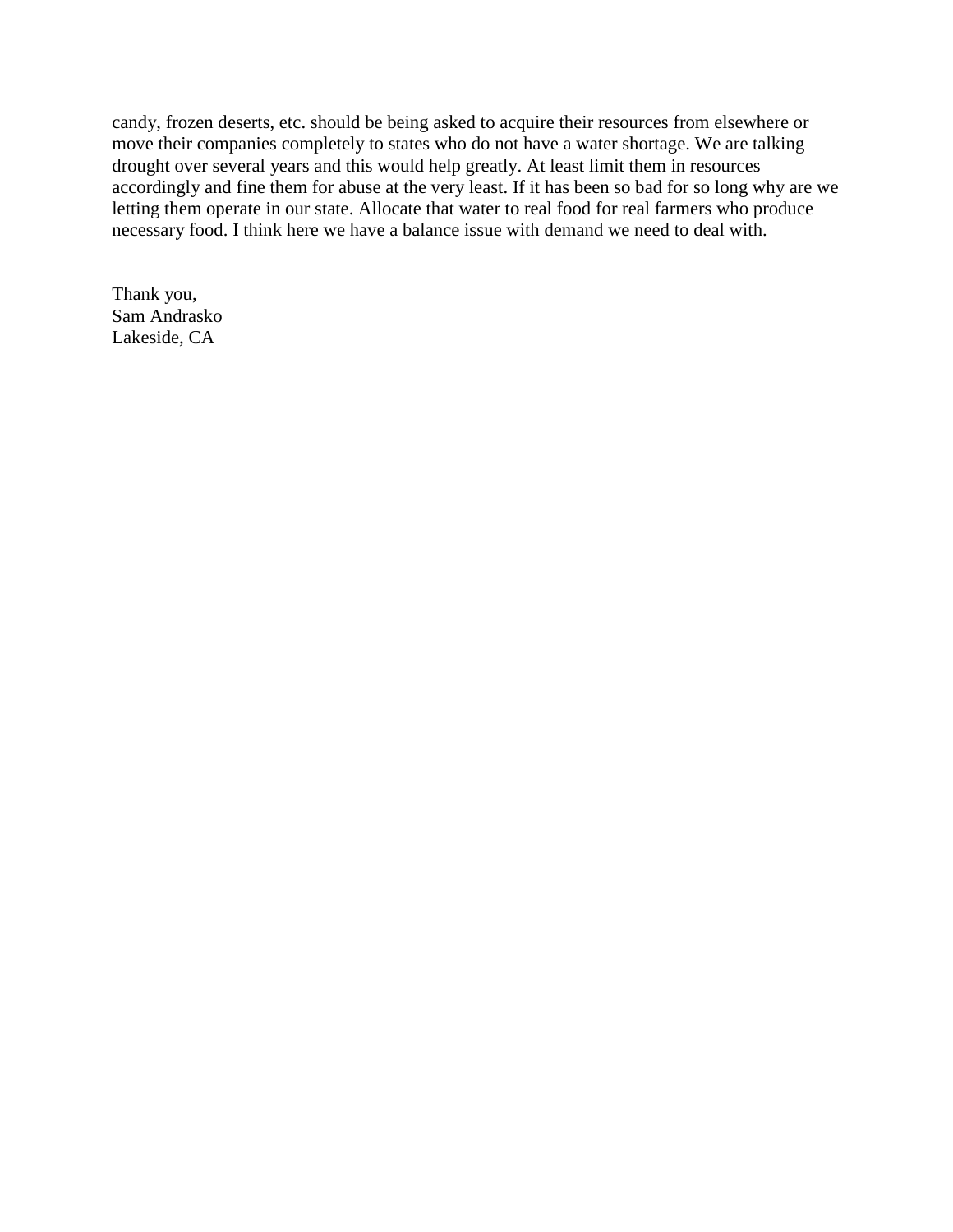candy, frozen deserts, etc. should be being asked to acquire their resources from elsewhere or move their companies completely to states who do not have a water shortage. We are talking drought over several years and this would help greatly. At least limit them in resources accordingly and fine them for abuse at the very least. If it has been so bad for so long why are we letting them operate in our state. Allocate that water to real food for real farmers who produce necessary food. I think here we have a balance issue with demand we need to deal with.

Thank you,  
Sam Andrasko  
Lakeside, CA